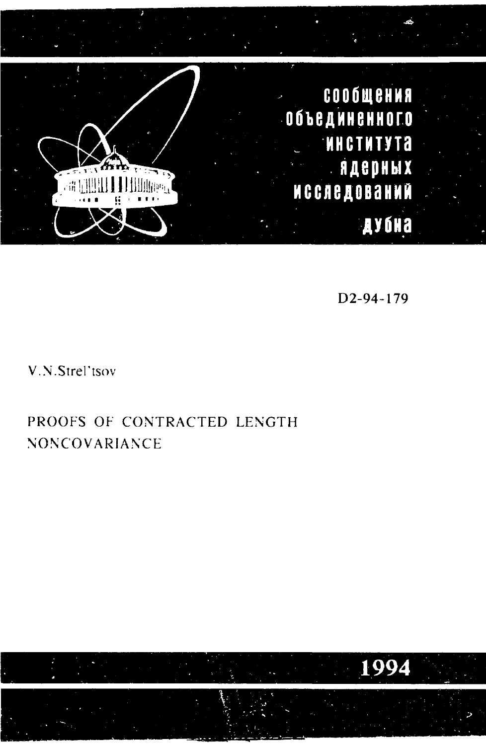сообщения
объединенного
института
ядерных
исследований
дубна

D2-94-179

V.N.Strel'tsov

# PROOFS OF CONTRACTED LENGTH NONCOVARIANCE

1994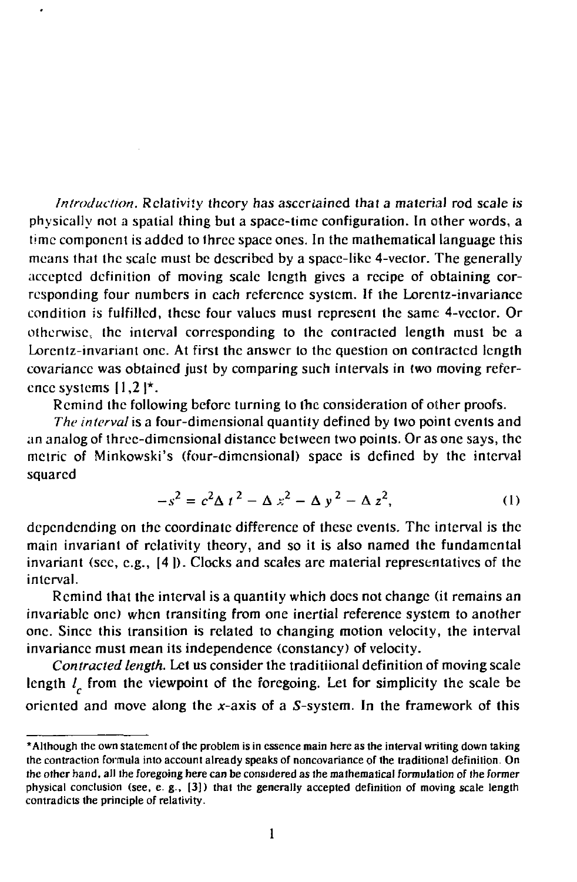*Introduction.* Relativity theory has ascertained that a material rod scale is physically not a spatial thing but a space-time configuration. In other words, a time component is added to three space ones. In the mathematical language this means that the scale must be described by a space-like 4-vector. The generally accepted definition of moving scale length gives a recipe of obtaining corresponding four numbers in each reference system. If the Lorentz-invariance condition is fulfilled, these four values must represent the same 4-vector. Or otherwise, the interval corresponding to the contracted length must be a Lorentz-invariant one. At first the answer to the question on contracted length covariance was obtained just by comparing such intervals in two moving reference systems [1,2]*.

Remind the following before turning to the consideration of other proofs.

*The interval* is a four-dimensional quantity defined by two point events and an analog of three-dimensional distance between two points. Or as one says, the metric of Minkowski's (four-dimensional) space is defined by the interval squared

$$-s^2 = c^2 \Delta t^2 - \Delta x^2 - \Delta y^2 - \Delta z^2, \tag{1}$$

dependending on the coordinate difference of these events. The interval is the main invariant of relativity theory, and so it is also named the fundamental invariant (see, e.g., [4]). Clocks and scales are material representatives of the interval.

Remind that the interval is a quantity which does not change (it remains an invariable one) when transiting from one inertial reference system to another one. Since this transition is related to changing motion velocity, the interval invariance must mean its independence (constancy) of velocity.

*Contracted length.* Let us consider the traditiional definition of moving scale length $l_c$ from the viewpoint of the foregoing. Let for simplicity the scale be oriented and move along the $x$-axis of a $S$-system. In the framework of this

---

*Although the own statement of the problem is in essence main here as the interval writing down taking the contraction formula into account already speaks of noncovariance of the traditional definition. On the other hand, all the foregoing here can be considered as the mathematical formulation of the former physical conclusion (see, e. g., [3]) that the generally accepted definition of moving scale length contradicts the principle of relativity.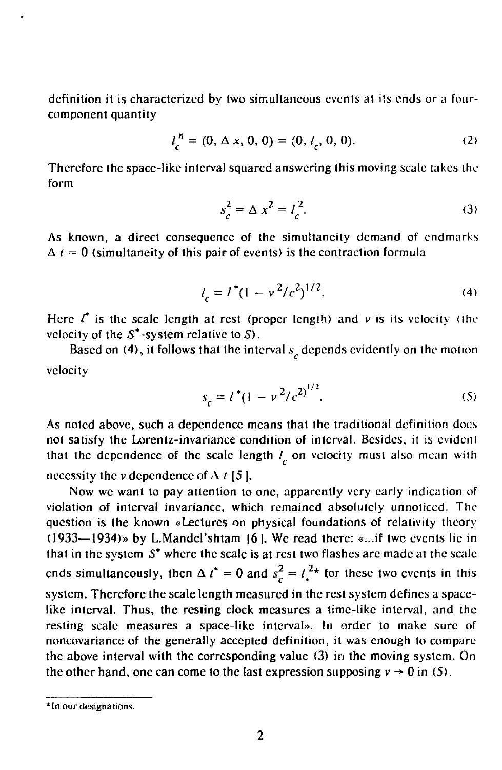definition it is characterized by two simultaneous events at its ends or a four-component quantity

$$l_c^n = (0, \Delta x, 0, 0) = (0, l_c, 0, 0). \tag{2}$$

Therefore the space-like interval squared answering this moving scale takes the form

$$s_c^2 = \Delta x^2 = l_c^2. \tag{3}$$

As known, a direct consequence of the simultaneity demand of endmarks $\Delta t = 0$ (simultaneity of this pair of events) is the contraction formula

$$l_c = l^*(1 - v^2/c^2)^{1/2}. \tag{4}$$

Here $l^*$ is the scale length at rest (proper length) and $v$ is its velocity (the velocity of the $S^*$-system relative to $S$).

Based on (4), it follows that the interval $s_c$ depends evidently on the motion velocity

$$s_c = l^*(1 - v^2/c^2)^{1/2}. \tag{5}$$

As noted above, such a dependence means that the traditional definition does not satisfy the Lorentz-invariance condition of interval. Besides, it is evident that the dependence of the scale length $l_c$ on velocity must also mean with necessity the $v$ dependence of $\Delta t$ [5].

Now we want to pay attention to one, apparently very early indication of violation of interval invariance, which remained absolutely unnoticed. The question is the known «Lectures on physical foundations of relativity theory (1933—1934)» by L.Mandel'shtam [6]. We read there: «...if two events lie in that in the system $S^*$ where the scale is at rest two flashes are made at the scale ends simultaneously, then $\Delta t^* = 0$ and $s_c^2 = l_*^{2}$* for these two events in this system. Therefore the scale length measured in the rest system defines a space-like interval. Thus, the resting clock measures a time-like interval, and the resting scale measures a space-like interval». In order to make sure of noncovariance of the generally accepted definition, it was enough to compare the above interval with the corresponding value (3) in the moving system. On the other hand, one can come to the last expression supposing $v \to 0$ in (5).

---

*In our designations.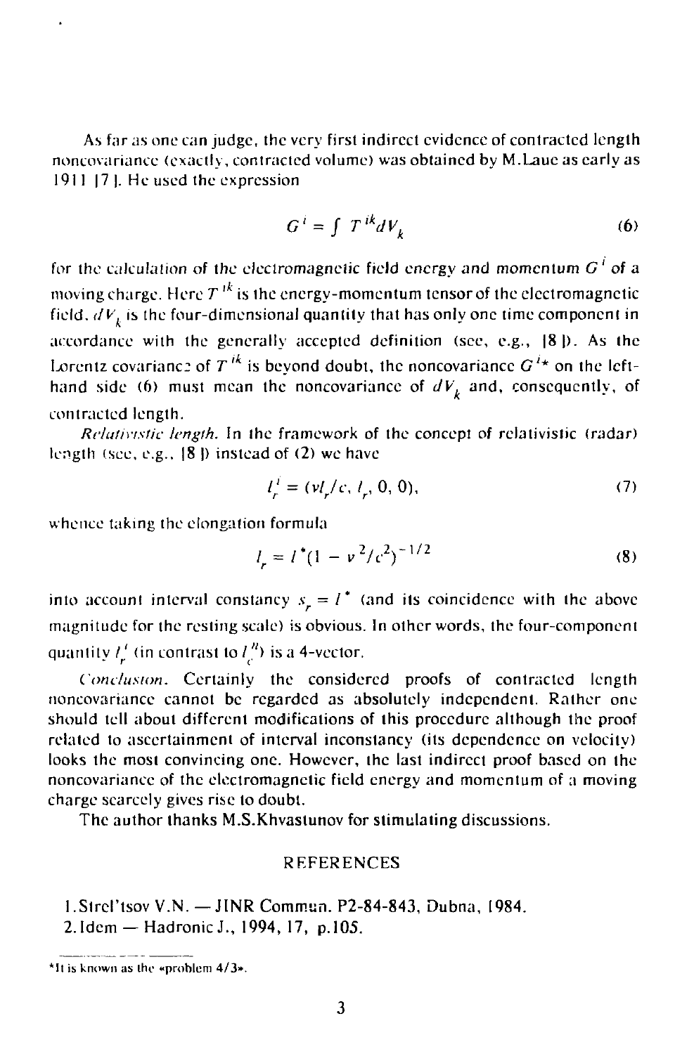As far as one can judge, the very first indirect evidence of contracted length noncovariance (exactly, contracted volume) was obtained by M.Laue as early as 1911 [7]. He used the expression

$$G^i = \int T^{ik} dV_k \tag{6}$$

for the calculation of the electromagnetic field energy and momentum $G^i$ of a moving charge. Here $T^{ik}$ is the energy-momentum tensor of the electromagnetic field, $dV_k$ is the four-dimensional quantity that has only one time component in accordance with the generally accepted definition (see, e.g., [8]). As the Lorentz covariance of $T^{ik}$ is beyond doubt, the noncovariance $G^{i*}$ on the left-hand side (6) must mean the noncovariance of $dV_k$ and, consequently, of contracted length.

*Relativistic length.* In the framework of the concept of relativistic (radar) length (see, e.g., [8]) instead of (2) we have

$$l_r^i = (vl_r/c, l_r, 0, 0), \tag{7}$$

whence taking the elongation formula

$$l_r = l^*(1 - v^2/c^2)^{-1/2} \tag{8}$$

into account interval constancy $s_r = l^*$ (and its coincidence with the above magnitude for the resting scale) is obvious. In other words, the four-component quantity $l_r^i$ (in contrast to $l_c^n$) is a 4-vector.

*Conclusion.* Certainly the considered proofs of contracted length noncovariance cannot be regarded as absolutely independent. Rather one should tell about different modifications of this procedure although the proof related to ascertainment of interval inconstancy (its dependence on velocity) looks the most convincing one. However, the last indirect proof based on the noncovariance of the electromagnetic field energy and momentum of a moving charge scarcely gives rise to doubt.

The author thanks M.S.Khvastunov for stimulating discussions.

## REFERENCES

1. Strel'tsov V.N. — JINR Commun. P2-84-843, Dubna, 1984.
2. Idem — Hadronic J., 1994, 17, p.105.

---

*It is known as the «problem 4/3».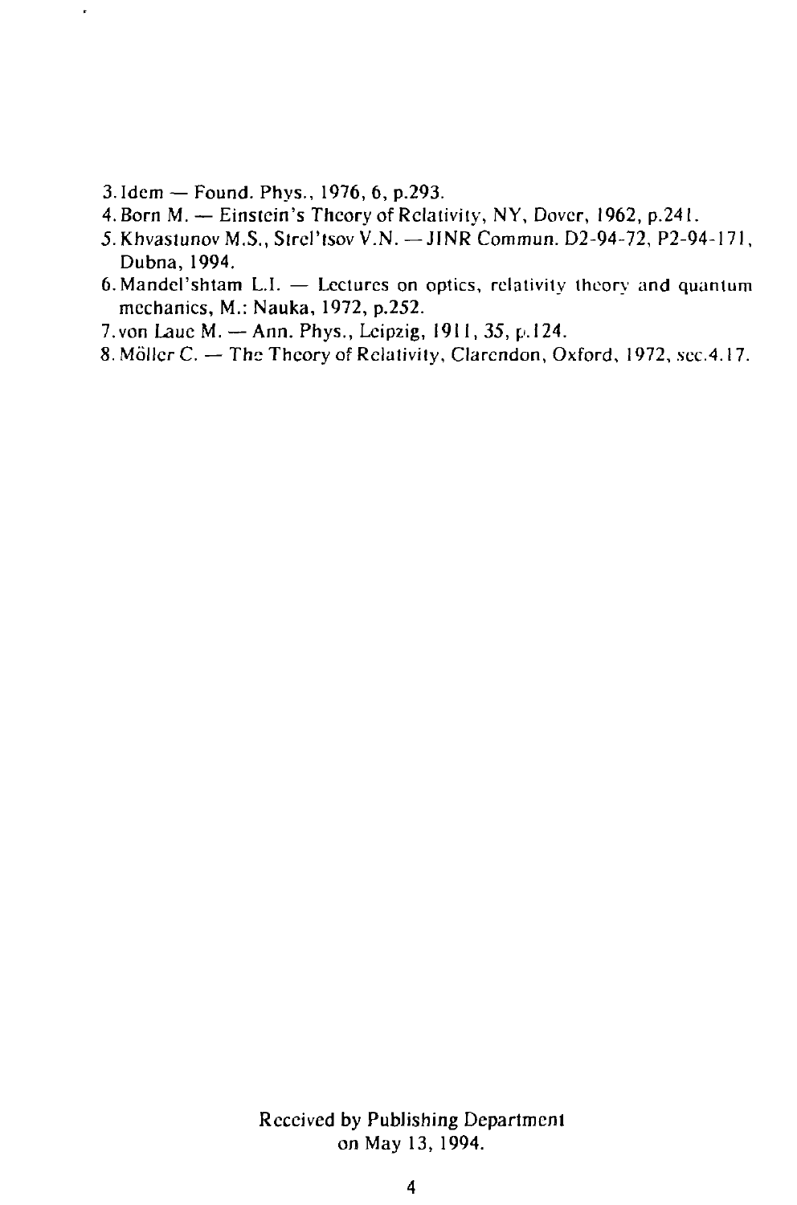3. Idem — Found. Phys., 1976, 6, p.293.
4. Born M. — Einstein's Theory of Relativity, NY, Dover, 1962, p.241.
5. Khvastunov M.S., Strel'tsov V.N. — JINR Commun. D2-94-72, P2-94-171, Dubna, 1994.
6. Mandel'shtam L.I. — Lectures on optics, relativity theory and quantum mechanics, M.: Nauka, 1972, p.252.
7. von Laue M. — Ann. Phys., Leipzig, 1911, 35, p.124.
8. Möller C. — The Theory of Relativity, Clarendon, Oxford, 1972, sec.4.17.

Received by Publishing Department
on May 13, 1994.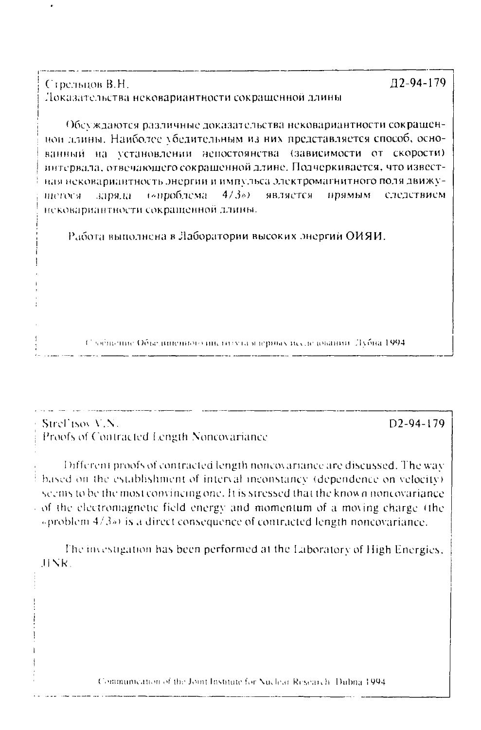Стрельцов В.Н. Д2-94-179

Доказательства нековариантности сокращенной длины

Обсуждаются различные доказательства нековариантности сокращенной длины. Наиболее убедительным из них представляется способ, основанный на установлении непостоянства (зависимости от скорости) интервала, отвечающего сокращенной длине. Подчеркивается, что известная нековариантность энергии и импульса электромагнитного поля движущегося заряда («проблема 4/3») является прямым следствием нековариантности сокращенной длины.

Работа выполнена в Лаборатории высоких энергий ОИЯИ.

Сообщение Объединенного института ядерных исследований. Дубна 1994

---

Strel'tsov V.N. D2-94-179

Proofs of Contracted Length Noncovariance

Different proofs of contracted length noncovariance are discussed. The way based on the establishment of interval inconstancy (dependence on velocity) seems to be the most convincing one. It is stressed that the known noncovariance of the electromagnetic field energy and momentum of a moving charge (the «problem 4/3») is a direct consequence of contracted length noncovariance.

The investigation has been performed at the Laboratory of High Energies, JINR.

Communication of the Joint Institute for Nuclear Research. Dubna 1994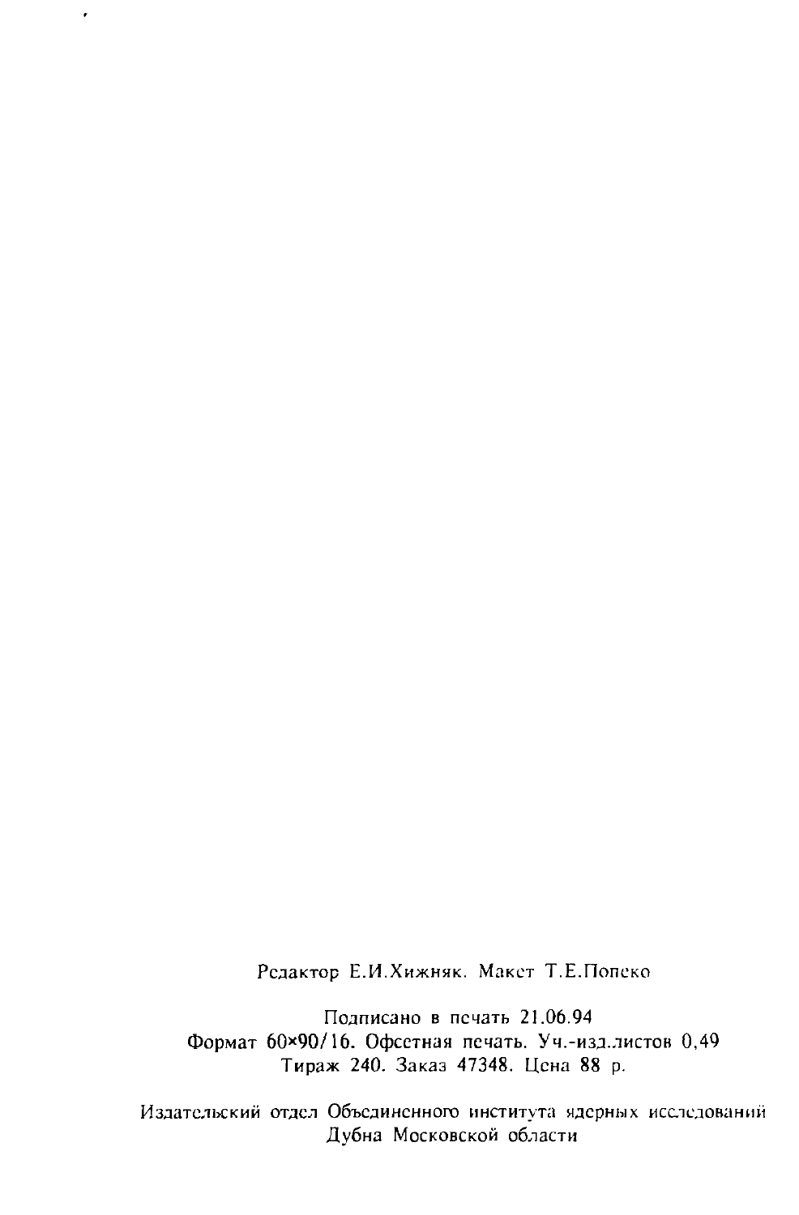Редактор Е.И.Хижняк. Макет Т.Е.Попеко

Подписано в печать 21.06.94
Формат 60×90/16. Офсетная печать. Уч.-изд.листов 0,49
Тираж 240. Заказ 47348. Цена 88 р.

Издательский отдел Объединенного института ядерных исследований
Дубна Московской области